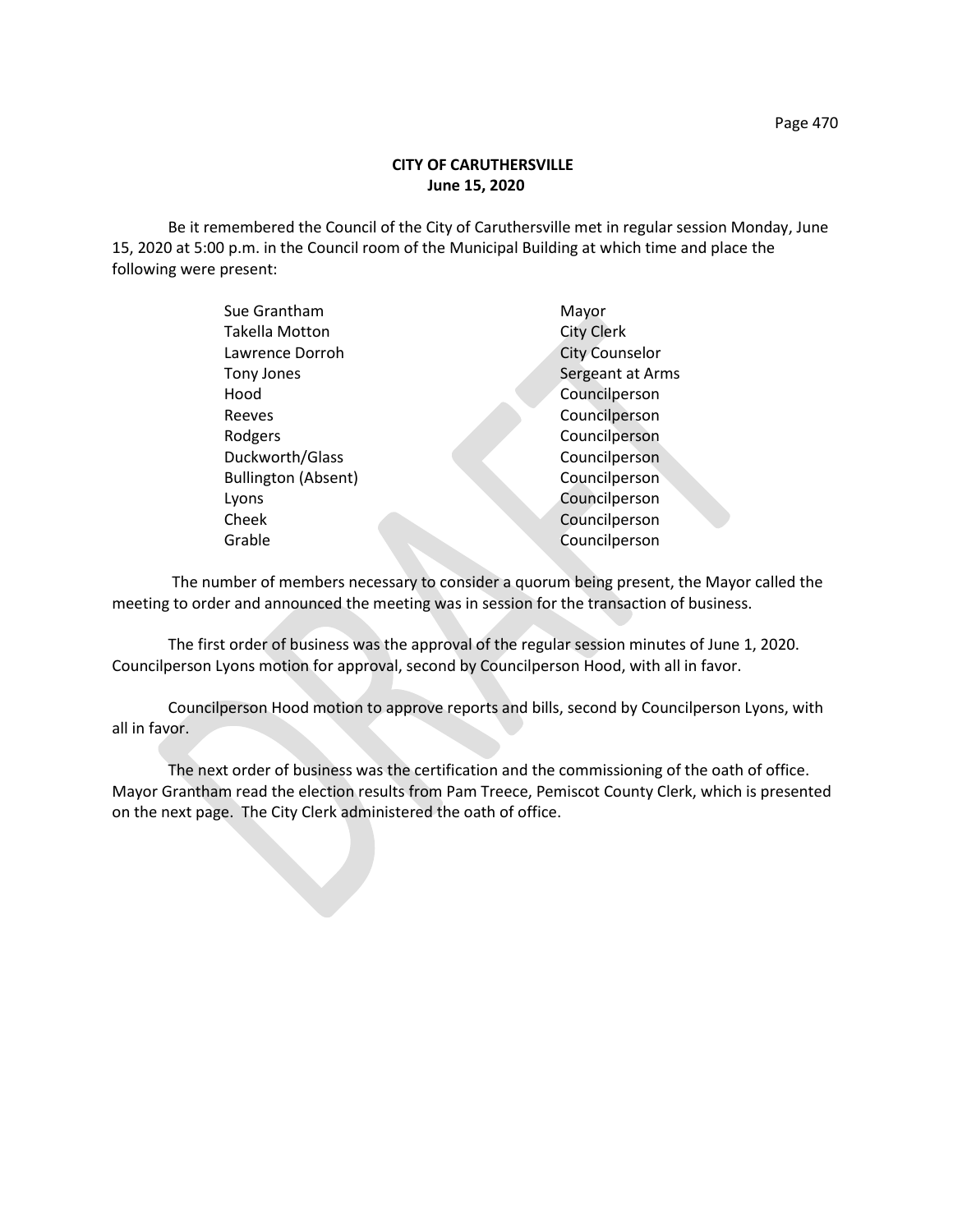**CITY OF CARUTHERSVILLE**
**June 15, 2020**

Be it remembered the Council of the City of Caruthersville met in regular session Monday, June 15, 2020 at 5:00 p.m. in the Council room of the Municipal Building at which time and place the following were present:

| | |
|---|---|
| Sue Grantham | Mayor |
| Takella Motton | City Clerk |
| Lawrence Dorroh | City Counselor |
| Tony Jones | Sergeant at Arms |
| Hood | Councilperson |
| Reeves | Councilperson |
| Rodgers | Councilperson |
| Duckworth/Glass | Councilperson |
| Bullington (Absent) | Councilperson |
| Lyons | Councilperson |
| Cheek | Councilperson |
| Grable | Councilperson |

The number of members necessary to consider a quorum being present, the Mayor called the meeting to order and announced the meeting was in session for the transaction of business.

The first order of business was the approval of the regular session minutes of June 1, 2020. Councilperson Lyons motion for approval, second by Councilperson Hood, with all in favor.

Councilperson Hood motion to approve reports and bills, second by Councilperson Lyons, with all in favor.

The next order of business was the certification and the commissioning of the oath of office. Mayor Grantham read the election results from Pam Treece, Pemiscot County Clerk, which is presented on the next page. The City Clerk administered the oath of office.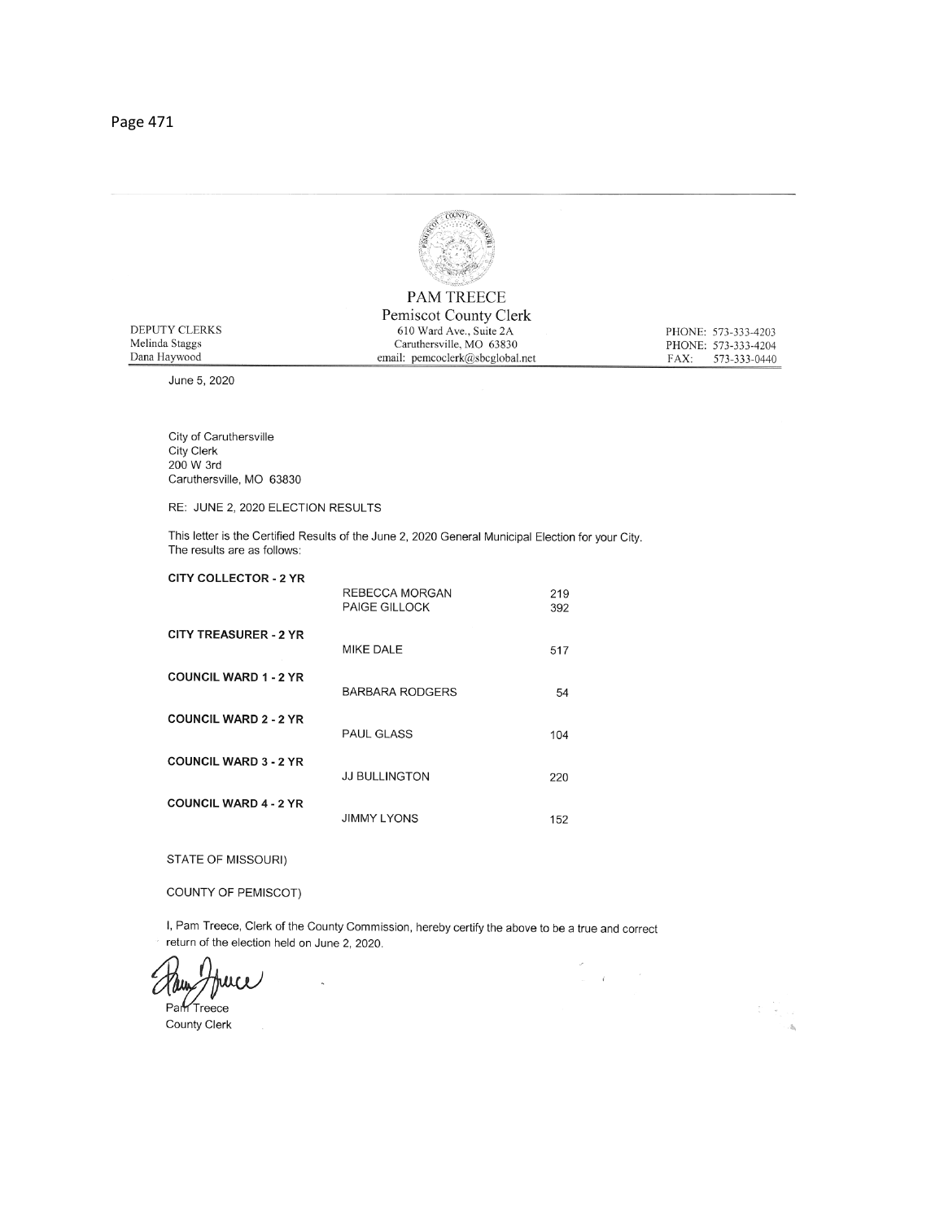PAM TREECE
Pemiscot County Clerk

DEPUTY CLERKS
Melinda Staggs
Dana Haywood

610 Ward Ave., Suite 2A
Caruthersville, MO 63830
email: pemcoclerk@sbcglobal.net

PHONE: 573-333-4203
PHONE: 573-333-4204
FAX: 573-333-0440

June 5, 2020

City of Caruthersville
City Clerk
200 W 3rd
Caruthersville, MO 63830

RE: JUNE 2, 2020 ELECTION RESULTS

This letter is the Certified Results of the June 2, 2020 General Municipal Election for your City. The results are as follows:

| Office | Candidate | Votes |
|---|---|---|
| **CITY COLLECTOR - 2 YR** | REBECCA MORGAN | 219 |
| | PAIGE GILLOCK | 392 |
| **CITY TREASURER - 2 YR** | MIKE DALE | 517 |
| **COUNCIL WARD 1 - 2 YR** | BARBARA RODGERS | 54 |
| **COUNCIL WARD 2 - 2 YR** | PAUL GLASS | 104 |
| **COUNCIL WARD 3 - 2 YR** | JJ BULLINGTON | 220 |
| **COUNCIL WARD 4 - 2 YR** | JIMMY LYONS | 152 |

STATE OF MISSOURI)

COUNTY OF PEMISCOT)

I, Pam Treece, Clerk of the County Commission, hereby certify the above to be a true and correct return of the election held on June 2, 2020.

Pam Treece
County Clerk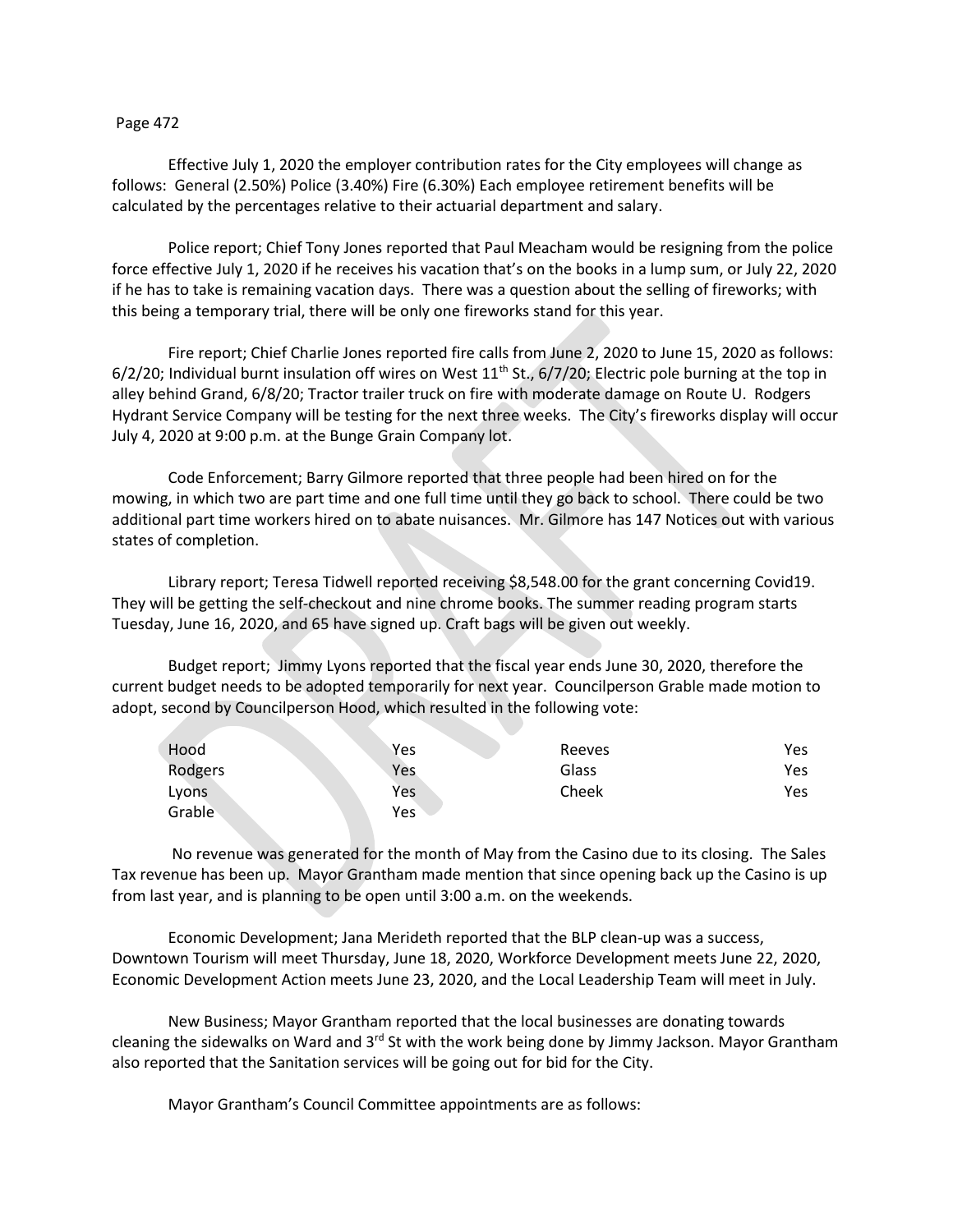Effective July 1, 2020 the employer contribution rates for the City employees will change as follows: General (2.50%) Police (3.40%) Fire (6.30%) Each employee retirement benefits will be calculated by the percentages relative to their actuarial department and salary.

Police report; Chief Tony Jones reported that Paul Meacham would be resigning from the police force effective July 1, 2020 if he receives his vacation that's on the books in a lump sum, or July 22, 2020 if he has to take is remaining vacation days. There was a question about the selling of fireworks; with this being a temporary trial, there will be only one fireworks stand for this year.

Fire report; Chief Charlie Jones reported fire calls from June 2, 2020 to June 15, 2020 as follows: 6/2/20; Individual burnt insulation off wires on West 11th St., 6/7/20; Electric pole burning at the top in alley behind Grand, 6/8/20; Tractor trailer truck on fire with moderate damage on Route U. Rodgers Hydrant Service Company will be testing for the next three weeks. The City's fireworks display will occur July 4, 2020 at 9:00 p.m. at the Bunge Grain Company lot.

Code Enforcement; Barry Gilmore reported that three people had been hired on for the mowing, in which two are part time and one full time until they go back to school. There could be two additional part time workers hired on to abate nuisances. Mr. Gilmore has 147 Notices out with various states of completion.

Library report; Teresa Tidwell reported receiving $8,548.00 for the grant concerning Covid19. They will be getting the self-checkout and nine chrome books. The summer reading program starts Tuesday, June 16, 2020, and 65 have signed up. Craft bags will be given out weekly.

Budget report; Jimmy Lyons reported that the fiscal year ends June 30, 2020, therefore the current budget needs to be adopted temporarily for next year. Councilperson Grable made motion to adopt, second by Councilperson Hood, which resulted in the following vote:

| | | | |
|---|---|---|---|
| Hood | Yes | Reeves | Yes |
| Rodgers | Yes | Glass | Yes |
| Lyons | Yes | Cheek | Yes |
| Grable | Yes | | |

No revenue was generated for the month of May from the Casino due to its closing. The Sales Tax revenue has been up. Mayor Grantham made mention that since opening back up the Casino is up from last year, and is planning to be open until 3:00 a.m. on the weekends.

Economic Development; Jana Merideth reported that the BLP clean-up was a success, Downtown Tourism will meet Thursday, June 18, 2020, Workforce Development meets June 22, 2020, Economic Development Action meets June 23, 2020, and the Local Leadership Team will meet in July.

New Business; Mayor Grantham reported that the local businesses are donating towards cleaning the sidewalks on Ward and 3rd St with the work being done by Jimmy Jackson. Mayor Grantham also reported that the Sanitation services will be going out for bid for the City.

Mayor Grantham's Council Committee appointments are as follows: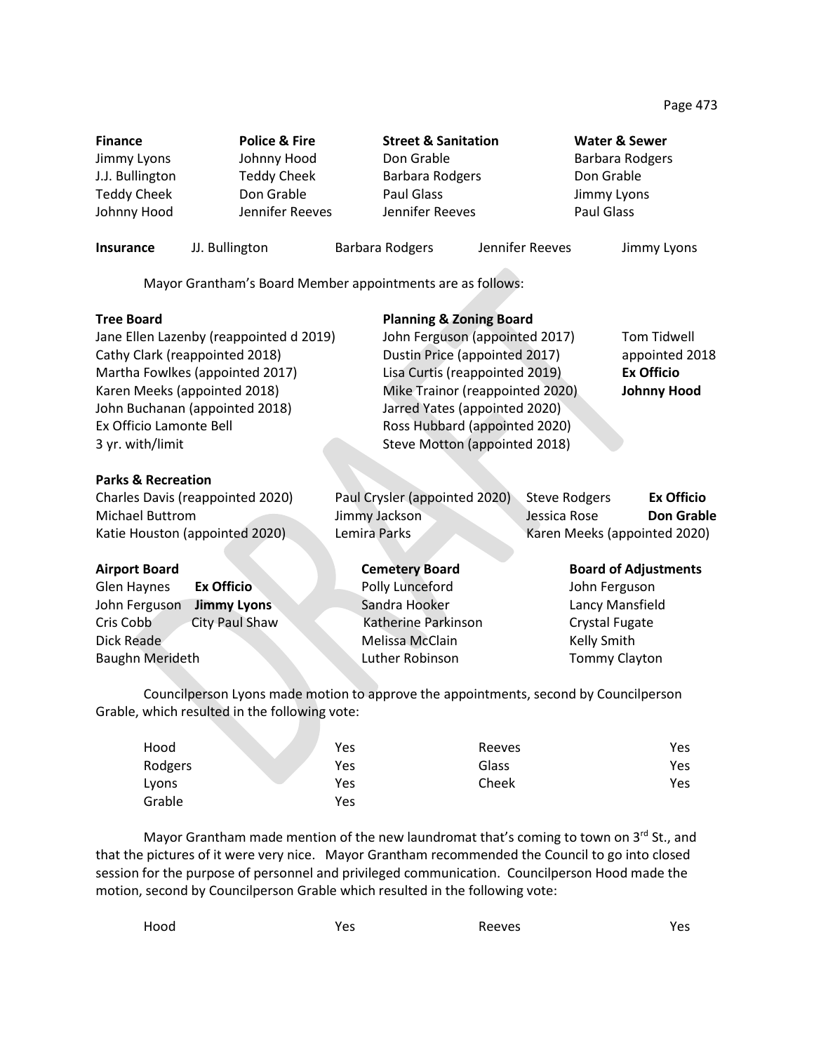| **Finance** | **Police & Fire** | **Street & Sanitation** | **Water & Sewer** |
|---|---|---|---|
| Jimmy Lyons | Johnny Hood | Don Grable | Barbara Rodgers |
| J.J. Bullington | Teddy Cheek | Barbara Rodgers | Don Grable |
| Teddy Cheek | Don Grable | Paul Glass | Jimmy Lyons |
| Johnny Hood | Jennifer Reeves | Jennifer Reeves | Paul Glass |

**Insurance** JJ. Bullington Barbara Rodgers Jennifer Reeves Jimmy Lyons

Mayor Grantham's Board Member appointments are as follows:

**Tree Board**

Jane Ellen Lazenby (reappointed d 2019)
Cathy Clark (reappointed 2018)
Martha Fowlkes (appointed 2017)
Karen Meeks (appointed 2018)
John Buchanan (appointed 2018)
Ex Officio Lamonte Bell
3 yr. with/limit

**Planning & Zoning Board**

John Ferguson (appointed 2017)
Dustin Price (appointed 2017)
Lisa Curtis (reappointed 2019)
Mike Trainor (reappointed 2020)
Jarred Yates (appointed 2020)
Ross Hubbard (appointed 2020)
Steve Motton (appointed 2018)
Tom Tidwell appointed 2018
**Ex Officio**
**Johnny Hood**

**Parks & Recreation**

Charles Davis (reappointed 2020)
Michael Buttrom
Katie Houston (appointed 2020)
Paul Crysler (appointed 2020)
Jimmy Jackson
Lemira Parks
Steve Rodgers
Jessica Rose
Karen Meeks (appointed 2020)
**Ex Officio**
**Don Grable**

**Airport Board**

Glen Haynes
John Ferguson
Cris Cobb
Dick Reade
Baughn Merideth
**Ex Officio**
**Jimmy Lyons**
City Paul Shaw

**Cemetery Board**

Polly Lunceford
Sandra Hooker
Katherine Parkinson
Melissa McClain
Luther Robinson

**Board of Adjustments**

John Ferguson
Lancy Mansfield
Crystal Fugate
Kelly Smith
Tommy Clayton

Councilperson Lyons made motion to approve the appointments, second by Councilperson Grable, which resulted in the following vote:

| | | | |
|---|---|---|---|
| Hood | Yes | Reeves | Yes |
| Rodgers | Yes | Glass | Yes |
| Lyons | Yes | Cheek | Yes |
| Grable | Yes | | |

Mayor Grantham made mention of the new laundromat that's coming to town on 3rd St., and that the pictures of it were very nice. Mayor Grantham recommended the Council to go into closed session for the purpose of personnel and privileged communication. Councilperson Hood made the motion, second by Councilperson Grable which resulted in the following vote:

| | | | |
|---|---|---|---|
| Hood | Yes | Reeves | Yes |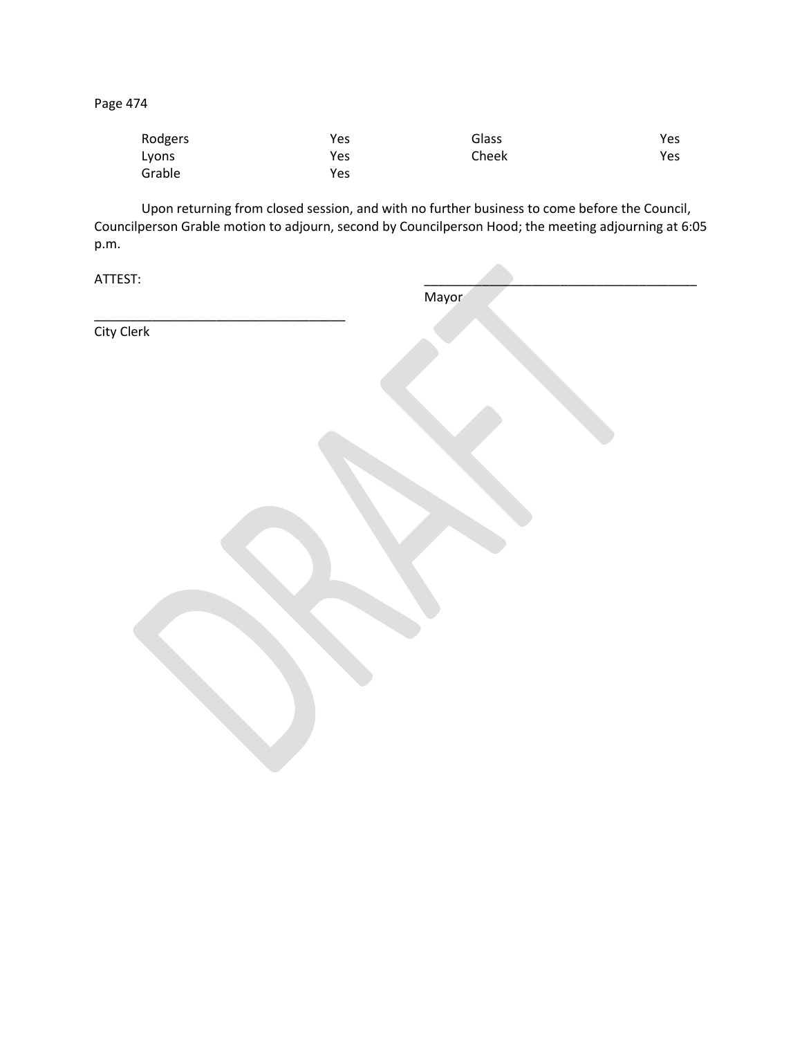| | | | |
|---|---|---|---|
| Rodgers | Yes | Glass | Yes |
| Lyons | Yes | Cheek | Yes |
| Grable | Yes | | |

Upon returning from closed session, and with no further business to come before the Council, Councilperson Grable motion to adjourn, second by Councilperson Hood; the meeting adjourning at 6:05 p.m.

ATTEST:

\_\_\_\_\_\_\_\_\_\_\_\_\_\_\_\_\_\_\_\_\_\_\_\_\_\_\_\_\_\_\_\_\_\_\_\_\_\_\_\_

Mayor

\_\_\_\_\_\_\_\_\_\_\_\_\_\_\_\_\_\_\_\_\_\_\_\_\_\_\_\_\_\_\_\_\_\_\_\_\_\_\_\_

City Clerk

DRAFT